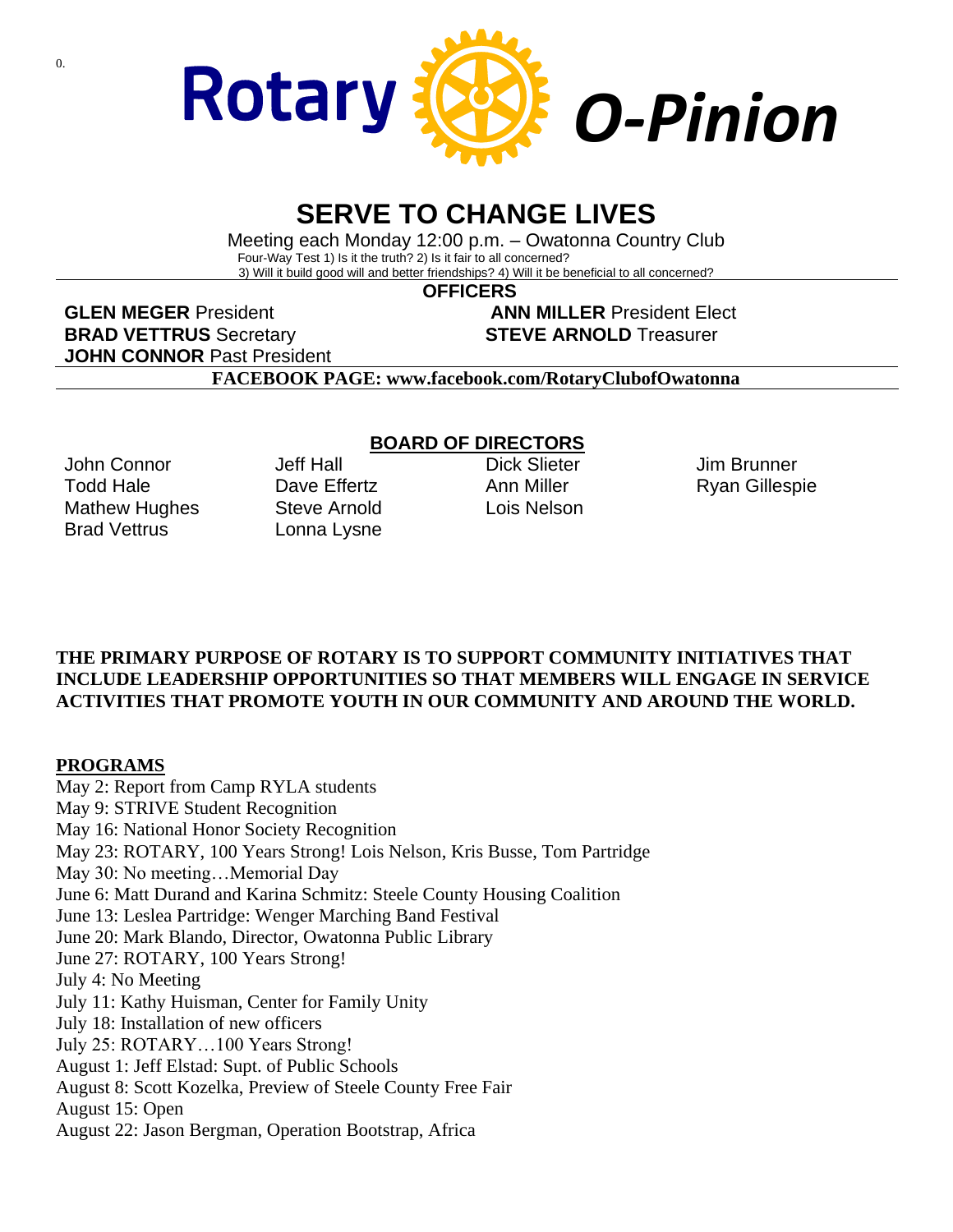# Rotary O-Pinion

## SERVE TO CHANGE LIVES

Meeting each Monday 12:00 p.m. – Owatonna Country Club

Four-Way Test 1) Is it the truth? 2) Is it fair to all concerned?
3) Will it build good will and better friendships? 4) Will it be beneficial to all concerned?

### OFFICERS

**GLEN MEGER** President
**ANN MILLER** President Elect
**BRAD VETTRUS** Secretary
**STEVE ARNOLD** Treasurer
**JOHN CONNOR** Past President

**FACEBOOK PAGE: www.facebook.com/RotaryClubofOwatonna**

### BOARD OF DIRECTORS

John Connor
Todd Hale
Mathew Hughes
Brad Vettrus
Jeff Hall
Dave Effertz
Steve Arnold
Lonna Lysne
Dick Slieter
Ann Miller
Lois Nelson
Jim Brunner
Ryan Gillespie

**THE PRIMARY PURPOSE OF ROTARY IS TO SUPPORT COMMUNITY INITIATIVES THAT INCLUDE LEADERSHIP OPPORTUNITIES SO THAT MEMBERS WILL ENGAGE IN SERVICE ACTIVITIES THAT PROMOTE YOUTH IN OUR COMMUNITY AND AROUND THE WORLD.**

**PROGRAMS**

May 2: Report from Camp RYLA students
May 9: STRIVE Student Recognition
May 16: National Honor Society Recognition
May 23: ROTARY, 100 Years Strong! Lois Nelson, Kris Busse, Tom Partridge
May 30: No meeting…Memorial Day
June 6: Matt Durand and Karina Schmitz: Steele County Housing Coalition
June 13: Leslea Partridge: Wenger Marching Band Festival
June 20: Mark Blando, Director, Owatonna Public Library
June 27: ROTARY, 100 Years Strong!
July 4: No Meeting
July 11: Kathy Huisman, Center for Family Unity
July 18: Installation of new officers
July 25: ROTARY…100 Years Strong!
August 1: Jeff Elstad: Supt. of Public Schools
August 8: Scott Kozelka, Preview of Steele County Free Fair
August 15: Open
August 22: Jason Bergman, Operation Bootstrap, Africa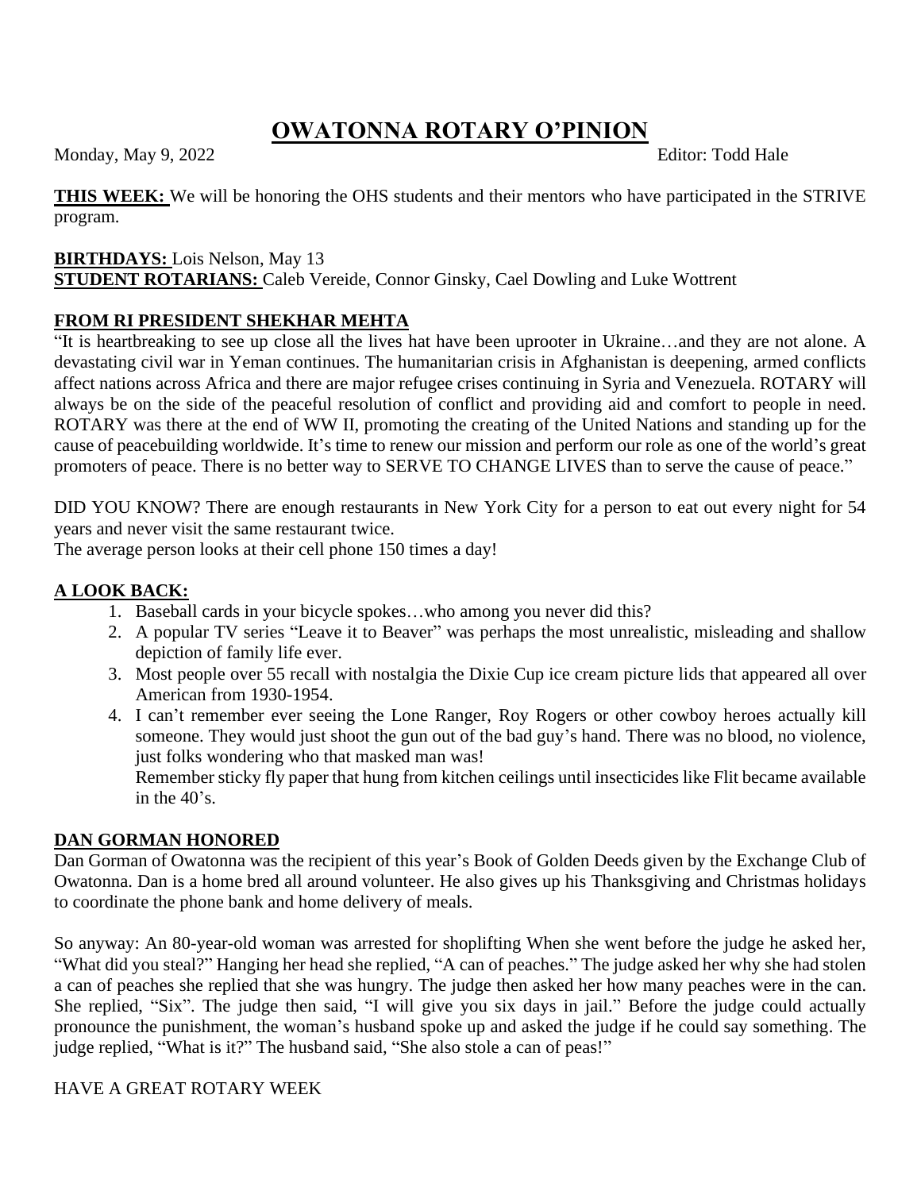# OWATONNA ROTARY O'PINION

Monday, May 9, 2022 Editor: Todd Hale

**THIS WEEK:** We will be honoring the OHS students and their mentors who have participated in the STRIVE program.

**BIRTHDAYS:** Lois Nelson, May 13
**STUDENT ROTARIANS:** Caleb Vereide, Connor Ginsky, Cael Dowling and Luke Wottrent

**FROM RI PRESIDENT SHEKHAR MEHTA**

"It is heartbreaking to see up close all the lives hat have been uprooter in Ukraine…and they are not alone. A devastating civil war in Yemen continues. The humanitarian crisis in Afghanistan is deepening, armed conflicts affect nations across Africa and there are major refugee crises continuing in Syria and Venezuela. ROTARY will always be on the side of the peaceful resolution of conflict and providing aid and comfort to people in need. ROTARY was there at the end of WW II, promoting the creating of the United Nations and standing up for the cause of peacebuilding worldwide. It's time to renew our mission and perform our role as one of the world's great promoters of peace. There is no better way to SERVE TO CHANGE LIVES than to serve the cause of peace."

DID YOU KNOW? There are enough restaurants in New York City for a person to eat out every night for 54 years and never visit the same restaurant twice.
The average person looks at their cell phone 150 times a day!

**A LOOK BACK:**

1. Baseball cards in your bicycle spokes…who among you never did this?
2. A popular TV series "Leave it to Beaver" was perhaps the most unrealistic, misleading and shallow depiction of family life ever.
3. Most people over 55 recall with nostalgia the Dixie Cup ice cream picture lids that appeared all over American from 1930-1954.
4. I can't remember ever seeing the Lone Ranger, Roy Rogers or other cowboy heroes actually kill someone. They would just shoot the gun out of the bad guy's hand. There was no blood, no violence, just folks wondering who that masked man was!
   Remember sticky fly paper that hung from kitchen ceilings until insecticides like Flit became available in the 40's.

**DAN GORMAN HONORED**

Dan Gorman of Owatonna was the recipient of this year's Book of Golden Deeds given by the Exchange Club of Owatonna. Dan is a home bred all around volunteer. He also gives up his Thanksgiving and Christmas holidays to coordinate the phone bank and home delivery of meals.

So anyway: An 80-year-old woman was arrested for shoplifting When she went before the judge he asked her, "What did you steal?" Hanging her head she replied, "A can of peaches." The judge asked her why she had stolen a can of peaches she replied that she was hungry. The judge then asked her how many peaches were in the can. She replied, "Six". The judge then said, "I will give you six days in jail." Before the judge could actually pronounce the punishment, the woman's husband spoke up and asked the judge if he could say something. The judge replied, "What is it?" The husband said, "She also stole a can of peas!"

HAVE A GREAT ROTARY WEEK